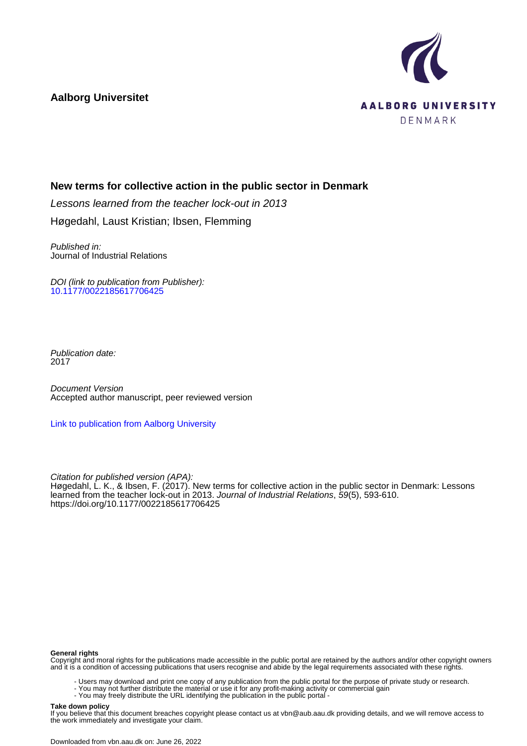**Aalborg Universitet**

# New terms for collective action in the public sector in Denmark

*Lessons learned from the teacher lock-out in 2013*

Høgedahl, Laust Kristian; Ibsen, Flemming

*Published in:*
Journal of Industrial Relations

*DOI (link to publication from Publisher):*
10.1177/0022185617706425

*Publication date:*
2017

*Document Version*
Accepted author manuscript, peer reviewed version

Link to publication from Aalborg University

*Citation for published version (APA):*
Høgedahl, L. K., & Ibsen, F. (2017). New terms for collective action in the public sector in Denmark: Lessons learned from the teacher lock-out in 2013. *Journal of Industrial Relations*, *59*(5), 593-610. https://doi.org/10.1177/0022185617706425

**General rights**
Copyright and moral rights for the publications made accessible in the public portal are retained by the authors and/or other copyright owners and it is a condition of accessing publications that users recognise and abide by the legal requirements associated with these rights.

- Users may download and print one copy of any publication from the public portal for the purpose of private study or research.
- You may not further distribute the material or use it for any profit-making activity or commercial gain
- You may freely distribute the URL identifying the publication in the public portal -

**Take down policy**
If you believe that this document breaches copyright please contact us at vbn@aub.aau.dk providing details, and we will remove access to the work immediately and investigate your claim.

Downloaded from vbn.aau.dk on: June 26, 2022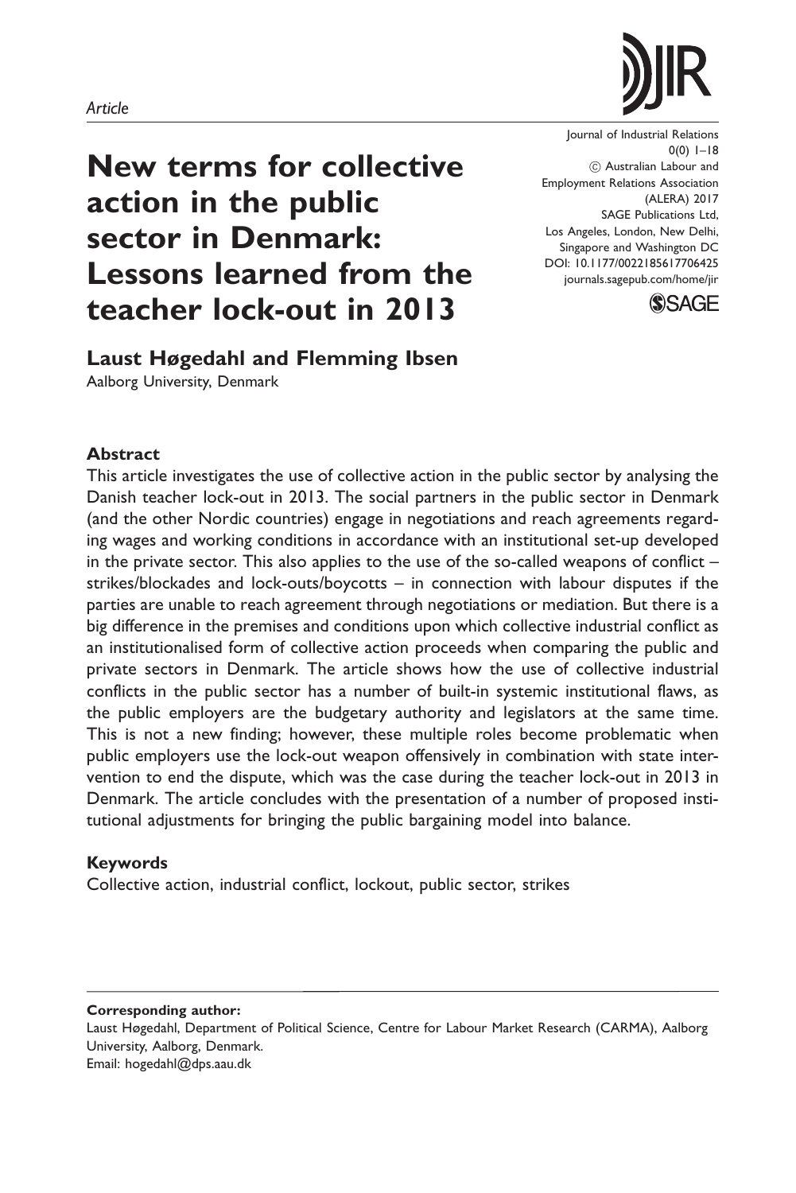*Article*

# New terms for collective action in the public sector in Denmark: Lessons learned from the teacher lock-out in 2013

**Laust Høgedahl and Flemming Ibsen**

Aalborg University, Denmark

### Abstract

This article investigates the use of collective action in the public sector by analysing the Danish teacher lock-out in 2013. The social partners in the public sector in Denmark (and the other Nordic countries) engage in negotiations and reach agreements regarding wages and working conditions in accordance with an institutional set-up developed in the private sector. This also applies to the use of the so-called weapons of conflict – strikes/blockades and lock-outs/boycotts – in connection with labour disputes if the parties are unable to reach agreement through negotiations or mediation. But there is a big difference in the premises and conditions upon which collective industrial conflict as an institutionalised form of collective action proceeds when comparing the public and private sectors in Denmark. The article shows how the use of collective industrial conflicts in the public sector has a number of built-in systemic institutional flaws, as the public employers are the budgetary authority and legislators at the same time. This is not a new finding; however, these multiple roles become problematic when public employers use the lock-out weapon offensively in combination with state intervention to end the dispute, which was the case during the teacher lock-out in 2013 in Denmark. The article concludes with the presentation of a number of proposed institutional adjustments for bringing the public bargaining model into balance.

### Keywords

Collective action, industrial conflict, lockout, public sector, strikes

**Corresponding author:**

Laust Høgedahl, Department of Political Science, Centre for Labour Market Research (CARMA), Aalborg University, Aalborg, Denmark.

Email: hogedahl@dps.aau.dk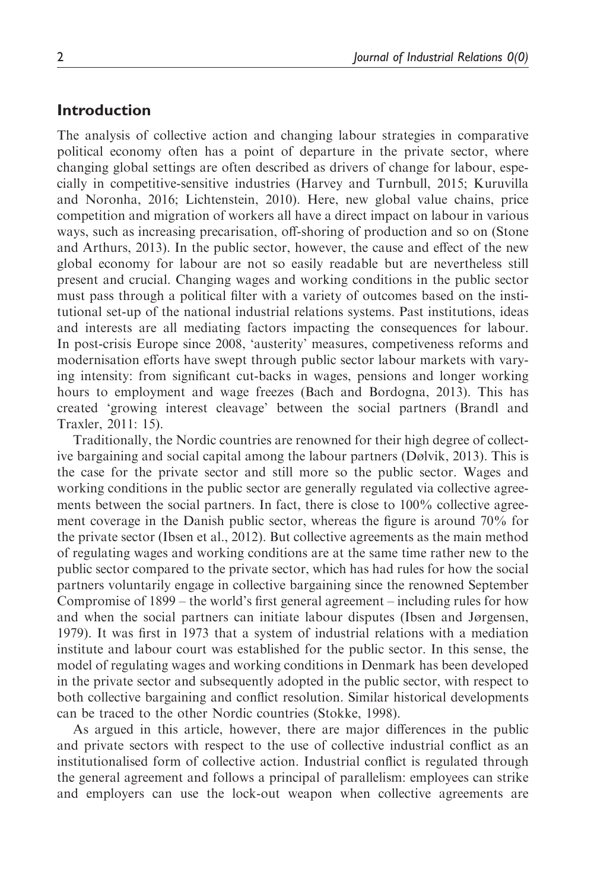## Introduction

The analysis of collective action and changing labour strategies in comparative political economy often has a point of departure in the private sector, where changing global settings are often described as drivers of change for labour, especially in competitive-sensitive industries (Harvey and Turnbull, 2015; Kuruvilla and Noronha, 2016; Lichtenstein, 2010). Here, new global value chains, price competition and migration of workers all have a direct impact on labour in various ways, such as increasing precarisation, off-shoring of production and so on (Stone and Arthurs, 2013). In the public sector, however, the cause and effect of the new global economy for labour are not so easily readable but are nevertheless still present and crucial. Changing wages and working conditions in the public sector must pass through a political filter with a variety of outcomes based on the institutional set-up of the national industrial relations systems. Past institutions, ideas and interests are all mediating factors impacting the consequences for labour. In post-crisis Europe since 2008, 'austerity' measures, competiveness reforms and modernisation efforts have swept through public sector labour markets with varying intensity: from significant cut-backs in wages, pensions and longer working hours to employment and wage freezes (Bach and Bordogna, 2013). This has created 'growing interest cleavage' between the social partners (Brandl and Traxler, 2011: 15).

Traditionally, the Nordic countries are renowned for their high degree of collective bargaining and social capital among the labour partners (Dølvik, 2013). This is the case for the private sector and still more so the public sector. Wages and working conditions in the public sector are generally regulated via collective agreements between the social partners. In fact, there is close to 100% collective agreement coverage in the Danish public sector, whereas the figure is around 70% for the private sector (Ibsen et al., 2012). But collective agreements as the main method of regulating wages and working conditions are at the same time rather new to the public sector compared to the private sector, which has had rules for how the social partners voluntarily engage in collective bargaining since the renowned September Compromise of 1899 – the world's first general agreement – including rules for how and when the social partners can initiate labour disputes (Ibsen and Jørgensen, 1979). It was first in 1973 that a system of industrial relations with a mediation institute and labour court was established for the public sector. In this sense, the model of regulating wages and working conditions in Denmark has been developed in the private sector and subsequently adopted in the public sector, with respect to both collective bargaining and conflict resolution. Similar historical developments can be traced to the other Nordic countries (Stokke, 1998).

As argued in this article, however, there are major differences in the public and private sectors with respect to the use of collective industrial conflict as an institutionalised form of collective action. Industrial conflict is regulated through the general agreement and follows a principal of parallelism: employees can strike and employers can use the lock-out weapon when collective agreements are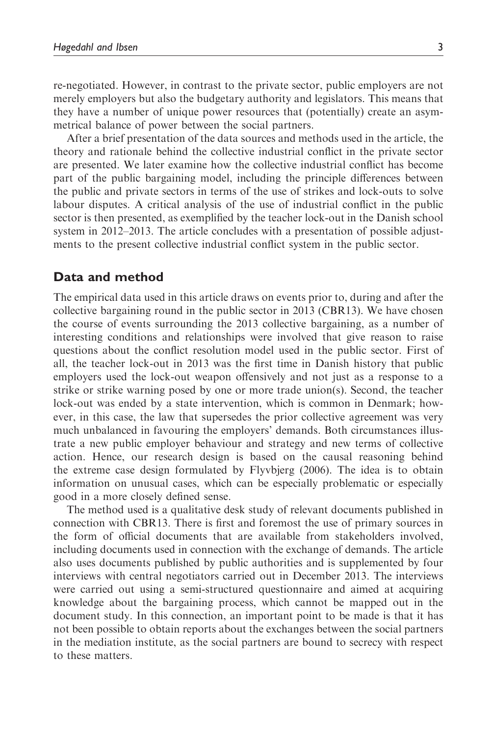re-negotiated. However, in contrast to the private sector, public employers are not merely employers but also the budgetary authority and legislators. This means that they have a number of unique power resources that (potentially) create an asymmetrical balance of power between the social partners.

After a brief presentation of the data sources and methods used in the article, the theory and rationale behind the collective industrial conflict in the private sector are presented. We later examine how the collective industrial conflict has become part of the public bargaining model, including the principle differences between the public and private sectors in terms of the use of strikes and lock-outs to solve labour disputes. A critical analysis of the use of industrial conflict in the public sector is then presented, as exemplified by the teacher lock-out in the Danish school system in 2012–2013. The article concludes with a presentation of possible adjustments to the present collective industrial conflict system in the public sector.

## Data and method

The empirical data used in this article draws on events prior to, during and after the collective bargaining round in the public sector in 2013 (CBR13). We have chosen the course of events surrounding the 2013 collective bargaining, as a number of interesting conditions and relationships were involved that give reason to raise questions about the conflict resolution model used in the public sector. First of all, the teacher lock-out in 2013 was the first time in Danish history that public employers used the lock-out weapon offensively and not just as a response to a strike or strike warning posed by one or more trade union(s). Second, the teacher lock-out was ended by a state intervention, which is common in Denmark; however, in this case, the law that supersedes the prior collective agreement was very much unbalanced in favouring the employers' demands. Both circumstances illustrate a new public employer behaviour and strategy and new terms of collective action. Hence, our research design is based on the causal reasoning behind the extreme case design formulated by Flyvbjerg (2006). The idea is to obtain information on unusual cases, which can be especially problematic or especially good in a more closely defined sense.

The method used is a qualitative desk study of relevant documents published in connection with CBR13. There is first and foremost the use of primary sources in the form of official documents that are available from stakeholders involved, including documents used in connection with the exchange of demands. The article also uses documents published by public authorities and is supplemented by four interviews with central negotiators carried out in December 2013. The interviews were carried out using a semi-structured questionnaire and aimed at acquiring knowledge about the bargaining process, which cannot be mapped out in the document study. In this connection, an important point to be made is that it has not been possible to obtain reports about the exchanges between the social partners in the mediation institute, as the social partners are bound to secrecy with respect to these matters.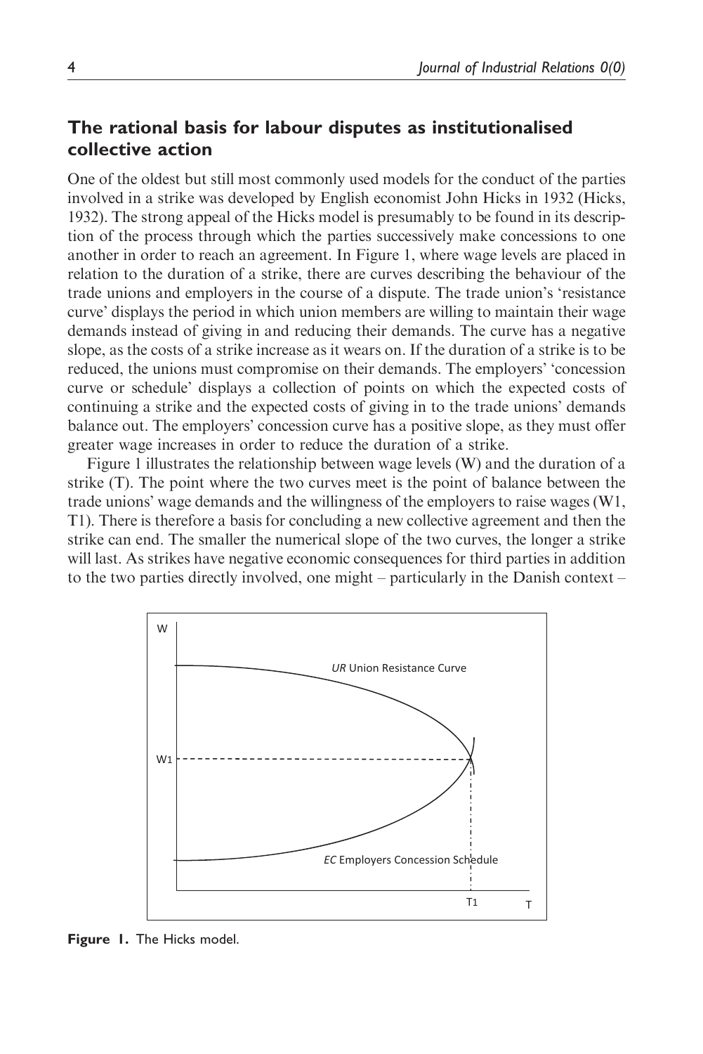## The rational basis for labour disputes as institutionalised collective action

One of the oldest but still most commonly used models for the conduct of the parties involved in a strike was developed by English economist John Hicks in 1932 (Hicks, 1932). The strong appeal of the Hicks model is presumably to be found in its description of the process through which the parties successively make concessions to one another in order to reach an agreement. In Figure 1, where wage levels are placed in relation to the duration of a strike, there are curves describing the behaviour of the trade unions and employers in the course of a dispute. The trade union's 'resistance curve' displays the period in which union members are willing to maintain their wage demands instead of giving in and reducing their demands. The curve has a negative slope, as the costs of a strike increase as it wears on. If the duration of a strike is to be reduced, the unions must compromise on their demands. The employers' 'concession curve or schedule' displays a collection of points on which the expected costs of continuing a strike and the expected costs of giving in to the trade unions' demands balance out. The employers' concession curve has a positive slope, as they must offer greater wage increases in order to reduce the duration of a strike.

Figure 1 illustrates the relationship between wage levels (W) and the duration of a strike (T). The point where the two curves meet is the point of balance between the trade unions' wage demands and the willingness of the employers to raise wages (W1, T1). There is therefore a basis for concluding a new collective agreement and then the strike can end. The smaller the numerical slope of the two curves, the longer a strike will last. As strikes have negative economic consequences for third parties in addition to the two parties directly involved, one might – particularly in the Danish context –

**Figure 1.** The Hicks model.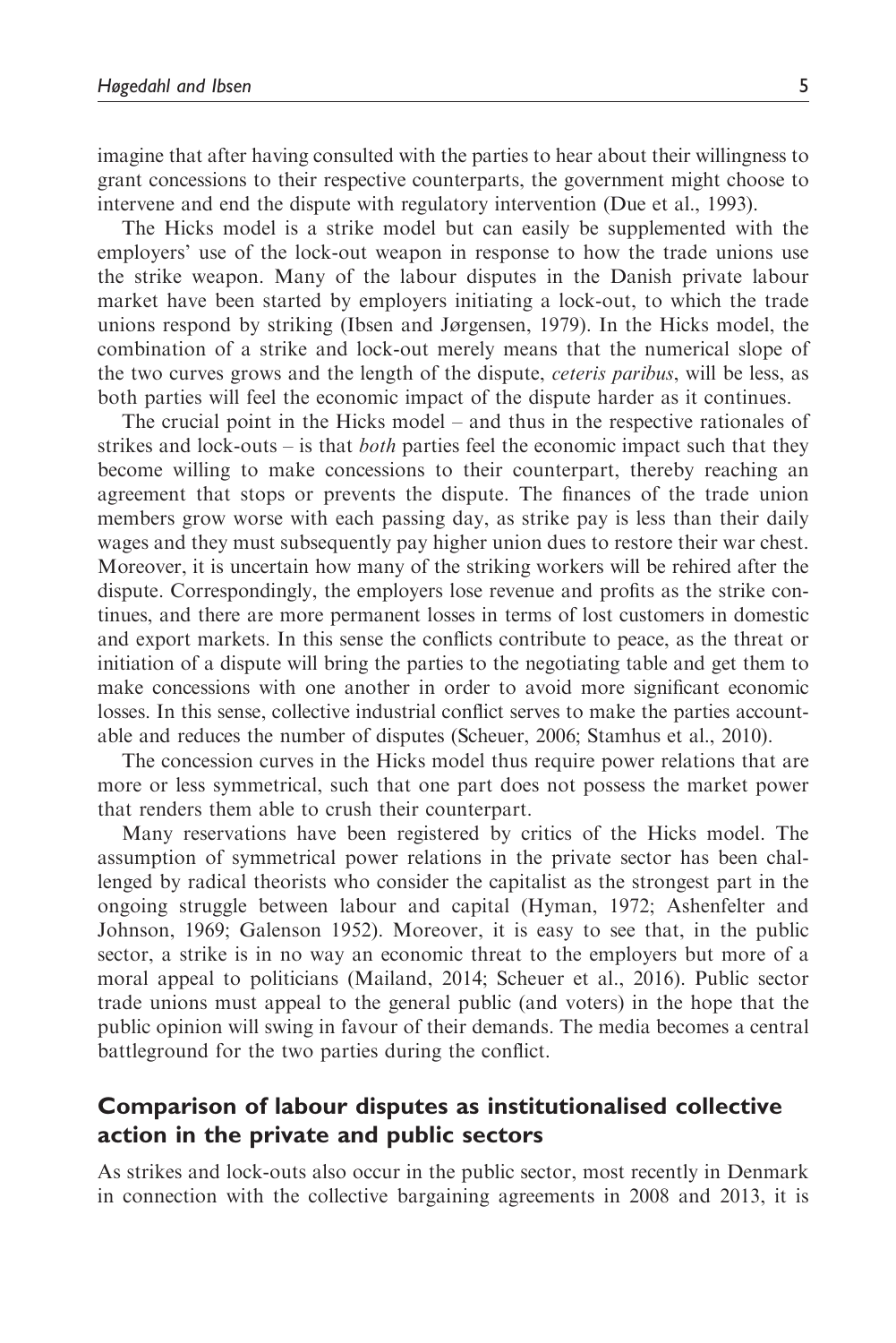imagine that after having consulted with the parties to hear about their willingness to grant concessions to their respective counterparts, the government might choose to intervene and end the dispute with regulatory intervention (Due et al., 1993).

The Hicks model is a strike model but can easily be supplemented with the employers' use of the lock-out weapon in response to how the trade unions use the strike weapon. Many of the labour disputes in the Danish private labour market have been started by employers initiating a lock-out, to which the trade unions respond by striking (Ibsen and Jørgensen, 1979). In the Hicks model, the combination of a strike and lock-out merely means that the numerical slope of the two curves grows and the length of the dispute, *ceteris paribus*, will be less, as both parties will feel the economic impact of the dispute harder as it continues.

The crucial point in the Hicks model – and thus in the respective rationales of strikes and lock-outs – is that *both* parties feel the economic impact such that they become willing to make concessions to their counterpart, thereby reaching an agreement that stops or prevents the dispute. The finances of the trade union members grow worse with each passing day, as strike pay is less than their daily wages and they must subsequently pay higher union dues to restore their war chest. Moreover, it is uncertain how many of the striking workers will be rehired after the dispute. Correspondingly, the employers lose revenue and profits as the strike continues, and there are more permanent losses in terms of lost customers in domestic and export markets. In this sense the conflicts contribute to peace, as the threat or initiation of a dispute will bring the parties to the negotiating table and get them to make concessions with one another in order to avoid more significant economic losses. In this sense, collective industrial conflict serves to make the parties accountable and reduces the number of disputes (Scheuer, 2006; Stamhus et al., 2010).

The concession curves in the Hicks model thus require power relations that are more or less symmetrical, such that one part does not possess the market power that renders them able to crush their counterpart.

Many reservations have been registered by critics of the Hicks model. The assumption of symmetrical power relations in the private sector has been challenged by radical theorists who consider the capitalist as the strongest part in the ongoing struggle between labour and capital (Hyman, 1972; Ashenfelter and Johnson, 1969; Galenson 1952). Moreover, it is easy to see that, in the public sector, a strike is in no way an economic threat to the employers but more of a moral appeal to politicians (Mailand, 2014; Scheuer et al., 2016). Public sector trade unions must appeal to the general public (and voters) in the hope that the public opinion will swing in favour of their demands. The media becomes a central battleground for the two parties during the conflict.

## Comparison of labour disputes as institutionalised collective action in the private and public sectors

As strikes and lock-outs also occur in the public sector, most recently in Denmark in connection with the collective bargaining agreements in 2008 and 2013, it is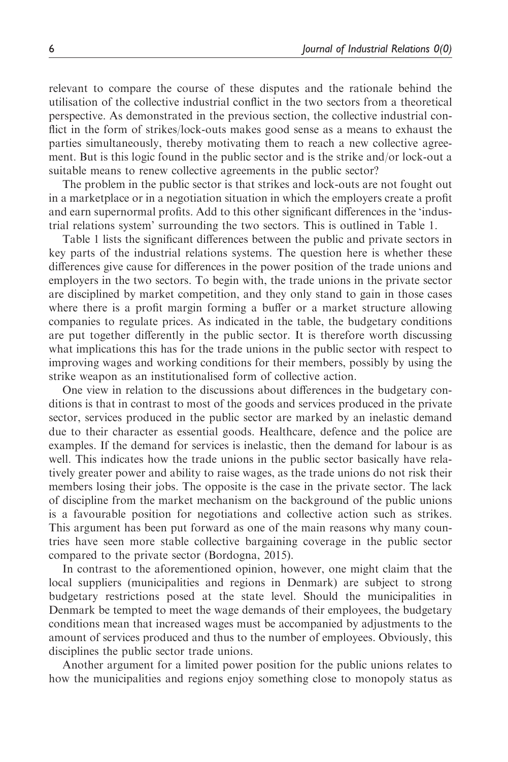relevant to compare the course of these disputes and the rationale behind the utilisation of the collective industrial conflict in the two sectors from a theoretical perspective. As demonstrated in the previous section, the collective industrial conflict in the form of strikes/lock-outs makes good sense as a means to exhaust the parties simultaneously, thereby motivating them to reach a new collective agreement. But is this logic found in the public sector and is the strike and/or lock-out a suitable means to renew collective agreements in the public sector?

The problem in the public sector is that strikes and lock-outs are not fought out in a marketplace or in a negotiation situation in which the employers create a profit and earn supernormal profits. Add to this other significant differences in the 'industrial relations system' surrounding the two sectors. This is outlined in Table 1.

Table 1 lists the significant differences between the public and private sectors in key parts of the industrial relations systems. The question here is whether these differences give cause for differences in the power position of the trade unions and employers in the two sectors. To begin with, the trade unions in the private sector are disciplined by market competition, and they only stand to gain in those cases where there is a profit margin forming a buffer or a market structure allowing companies to regulate prices. As indicated in the table, the budgetary conditions are put together differently in the public sector. It is therefore worth discussing what implications this has for the trade unions in the public sector with respect to improving wages and working conditions for their members, possibly by using the strike weapon as an institutionalised form of collective action.

One view in relation to the discussions about differences in the budgetary conditions is that in contrast to most of the goods and services produced in the private sector, services produced in the public sector are marked by an inelastic demand due to their character as essential goods. Healthcare, defence and the police are examples. If the demand for services is inelastic, then the demand for labour is as well. This indicates how the trade unions in the public sector basically have relatively greater power and ability to raise wages, as the trade unions do not risk their members losing their jobs. The opposite is the case in the private sector. The lack of discipline from the market mechanism on the background of the public unions is a favourable position for negotiations and collective action such as strikes. This argument has been put forward as one of the main reasons why many countries have seen more stable collective bargaining coverage in the public sector compared to the private sector (Bordogna, 2015).

In contrast to the aforementioned opinion, however, one might claim that the local suppliers (municipalities and regions in Denmark) are subject to strong budgetary restrictions posed at the state level. Should the municipalities in Denmark be tempted to meet the wage demands of their employees, the budgetary conditions mean that increased wages must be accompanied by adjustments to the amount of services produced and thus to the number of employees. Obviously, this disciplines the public sector trade unions.

Another argument for a limited power position for the public unions relates to how the municipalities and regions enjoy something close to monopoly status as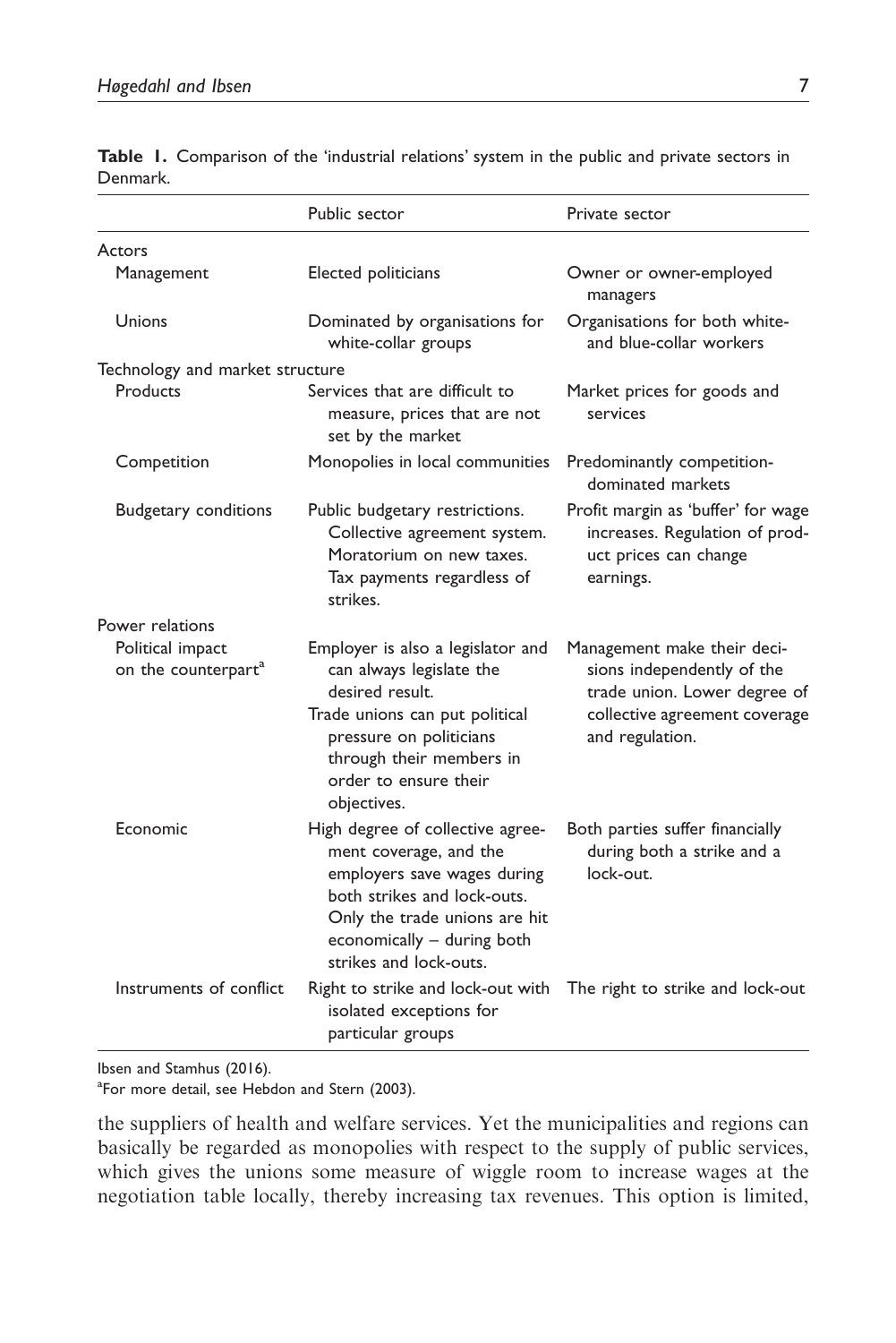**Table 1.** Comparison of the 'industrial relations' system in the public and private sectors in Denmark.

| | Public sector | Private sector |
|---|---|---|
| Actors | | |
| Management | Elected politicians | Owner or owner-employed managers |
| Unions | Dominated by organisations for white-collar groups | Organisations for both white- and blue-collar workers |
| Technology and market structure | | |
| Products | Services that are difficult to measure, prices that are not set by the market | Market prices for goods and services |
| Competition | Monopolies in local communities | Predominantly competition-dominated markets |
| Budgetary conditions | Public budgetary restrictions. Collective agreement system. Moratorium on new taxes. Tax payments regardless of strikes. | Profit margin as 'buffer' for wage increases. Regulation of product prices can change earnings. |
| Power relations | | |
| Political impact on the counterpart[a] | Employer is also a legislator and can always legislate the desired result. Trade unions can put political pressure on politicians through their members in order to ensure their objectives. | Management make their decisions independently of the trade union. Lower degree of collective agreement coverage and regulation. |
| Economic | High degree of collective agreement coverage, and the employers save wages during both strikes and lock-outs. Only the trade unions are hit economically – during both strikes and lock-outs. | Both parties suffer financially during both a strike and a lock-out. |
| Instruments of conflict | Right to strike and lock-out with isolated exceptions for particular groups | The right to strike and lock-out |

Ibsen and Stamhus (2016).

[a]For more detail, see Hebdon and Stern (2003).

the suppliers of health and welfare services. Yet the municipalities and regions can basically be regarded as monopolies with respect to the supply of public services, which gives the unions some measure of wiggle room to increase wages at the negotiation table locally, thereby increasing tax revenues. This option is limited,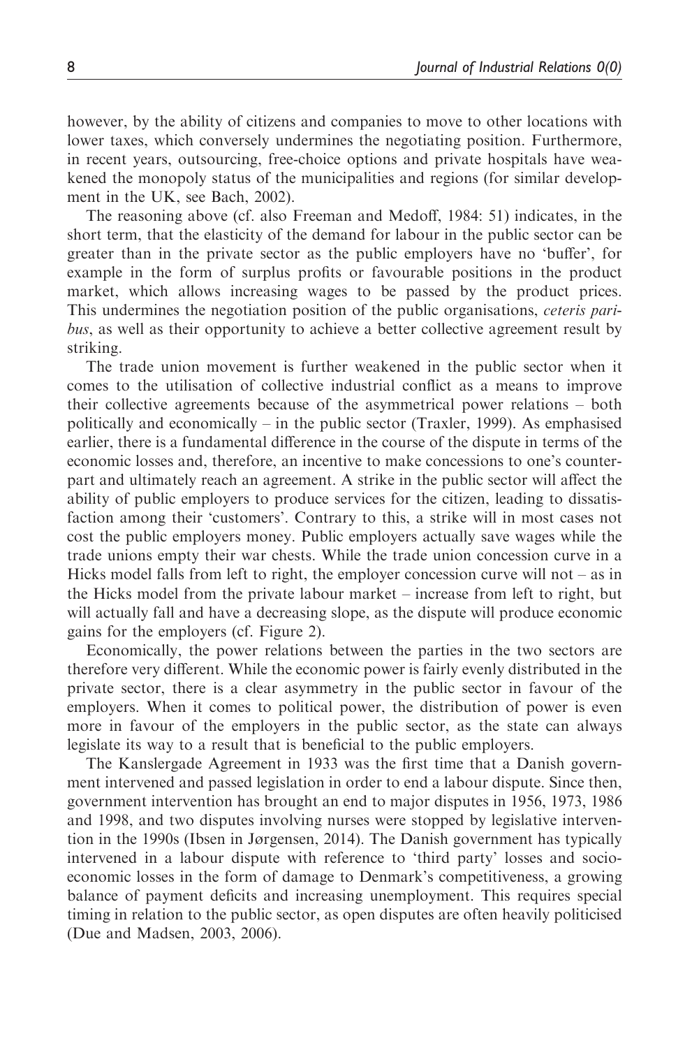however, by the ability of citizens and companies to move to other locations with lower taxes, which conversely undermines the negotiating position. Furthermore, in recent years, outsourcing, free-choice options and private hospitals have weakened the monopoly status of the municipalities and regions (for similar development in the UK, see Bach, 2002).

The reasoning above (cf. also Freeman and Medoff, 1984: 51) indicates, in the short term, that the elasticity of the demand for labour in the public sector can be greater than in the private sector as the public employers have no 'buffer', for example in the form of surplus profits or favourable positions in the product market, which allows increasing wages to be passed by the product prices. This undermines the negotiation position of the public organisations, *ceteris paribus*, as well as their opportunity to achieve a better collective agreement result by striking.

The trade union movement is further weakened in the public sector when it comes to the utilisation of collective industrial conflict as a means to improve their collective agreements because of the asymmetrical power relations – both politically and economically – in the public sector (Traxler, 1999). As emphasised earlier, there is a fundamental difference in the course of the dispute in terms of the economic losses and, therefore, an incentive to make concessions to one's counterpart and ultimately reach an agreement. A strike in the public sector will affect the ability of public employers to produce services for the citizen, leading to dissatisfaction among their 'customers'. Contrary to this, a strike will in most cases not cost the public employers money. Public employers actually save wages while the trade unions empty their war chests. While the trade union concession curve in a Hicks model falls from left to right, the employer concession curve will not – as in the Hicks model from the private labour market – increase from left to right, but will actually fall and have a decreasing slope, as the dispute will produce economic gains for the employers (cf. Figure 2).

Economically, the power relations between the parties in the two sectors are therefore very different. While the economic power is fairly evenly distributed in the private sector, there is a clear asymmetry in the public sector in favour of the employers. When it comes to political power, the distribution of power is even more in favour of the employers in the public sector, as the state can always legislate its way to a result that is beneficial to the public employers.

The Kanslergade Agreement in 1933 was the first time that a Danish government intervened and passed legislation in order to end a labour dispute. Since then, government intervention has brought an end to major disputes in 1956, 1973, 1986 and 1998, and two disputes involving nurses were stopped by legislative intervention in the 1990s (Ibsen in Jørgensen, 2014). The Danish government has typically intervened in a labour dispute with reference to 'third party' losses and socioeconomic losses in the form of damage to Denmark's competitiveness, a growing balance of payment deficits and increasing unemployment. This requires special timing in relation to the public sector, as open disputes are often heavily politicised (Due and Madsen, 2003, 2006).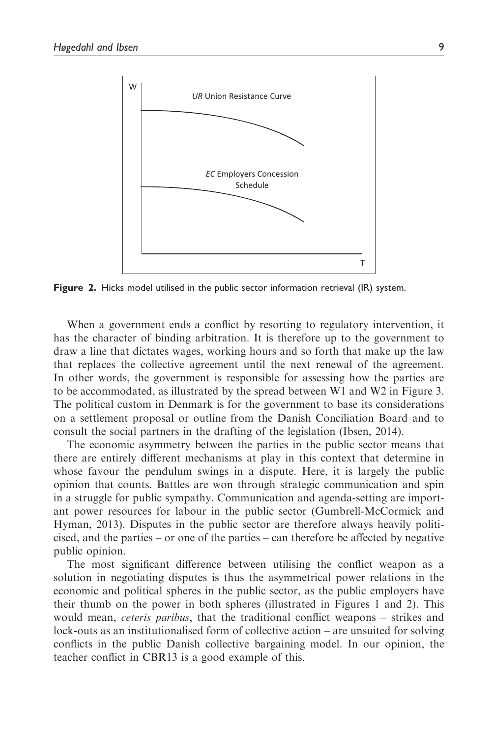**Figure 2.** Hicks model utilised in the public sector information retrieval (IR) system.

When a government ends a conflict by resorting to regulatory intervention, it has the character of binding arbitration. It is therefore up to the government to draw a line that dictates wages, working hours and so forth that make up the law that replaces the collective agreement until the next renewal of the agreement. In other words, the government is responsible for assessing how the parties are to be accommodated, as illustrated by the spread between W1 and W2 in Figure 3. The political custom in Denmark is for the government to base its considerations on a settlement proposal or outline from the Danish Conciliation Board and to consult the social partners in the drafting of the legislation (Ibsen, 2014).

The economic asymmetry between the parties in the public sector means that there are entirely different mechanisms at play in this context that determine in whose favour the pendulum swings in a dispute. Here, it is largely the public opinion that counts. Battles are won through strategic communication and spin in a struggle for public sympathy. Communication and agenda-setting are important power resources for labour in the public sector (Gumbrell-McCormick and Hyman, 2013). Disputes in the public sector are therefore always heavily politicised, and the parties – or one of the parties – can therefore be affected by negative public opinion.

The most significant difference between utilising the conflict weapon as a solution in negotiating disputes is thus the asymmetrical power relations in the economic and political spheres in the public sector, as the public employers have their thumb on the power in both spheres (illustrated in Figures 1 and 2). This would mean, *ceteris paribus*, that the traditional conflict weapons – strikes and lock-outs as an institutionalised form of collective action – are unsuited for solving conflicts in the public Danish collective bargaining model. In our opinion, the teacher conflict in CBR13 is a good example of this.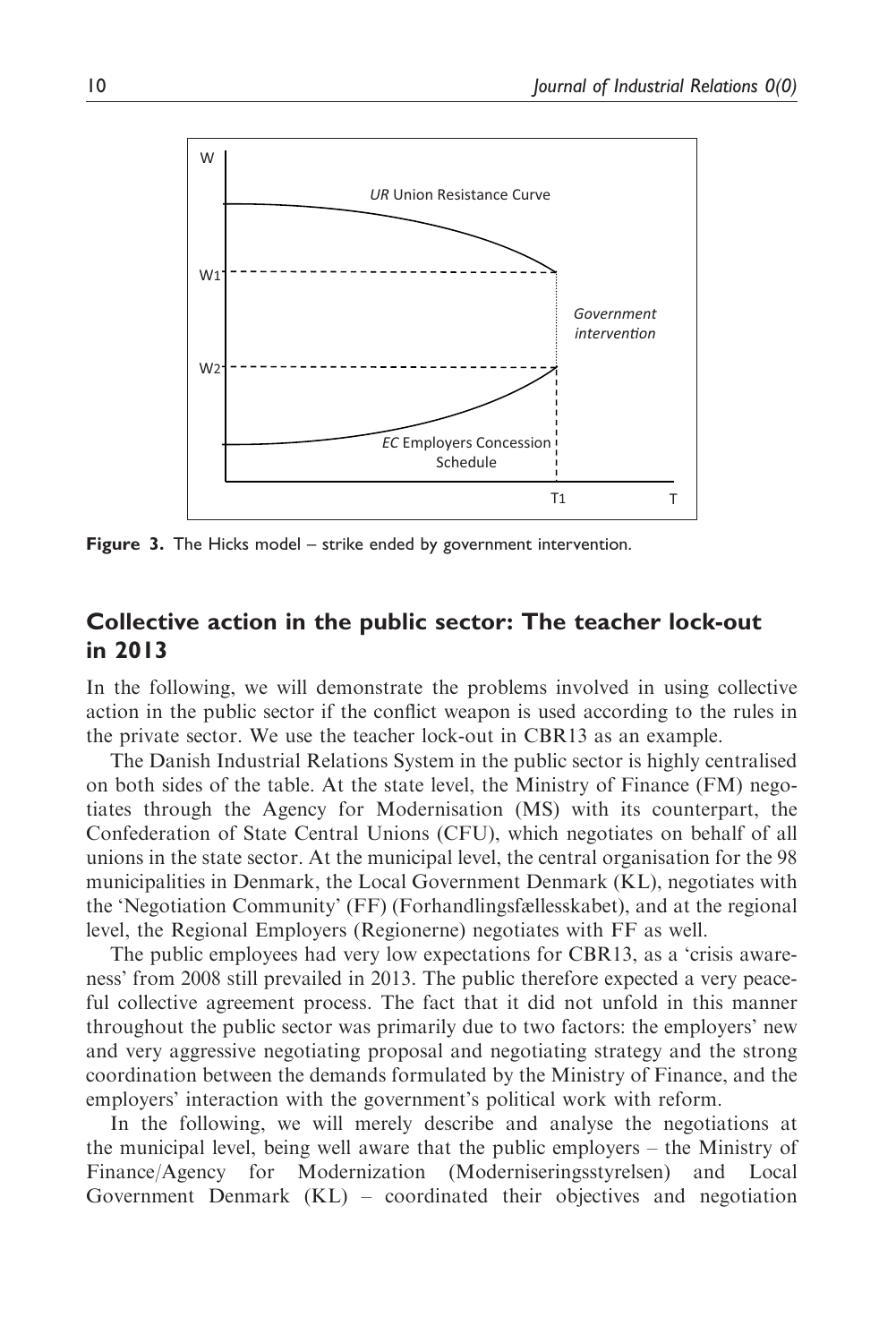Figure 3. The Hicks model – strike ended by government intervention.

## Collective action in the public sector: The teacher lock-out in 2013

In the following, we will demonstrate the problems involved in using collective action in the public sector if the conflict weapon is used according to the rules in the private sector. We use the teacher lock-out in CBR13 as an example.

The Danish Industrial Relations System in the public sector is highly centralised on both sides of the table. At the state level, the Ministry of Finance (FM) negotiates through the Agency for Modernisation (MS) with its counterpart, the Confederation of State Central Unions (CFU), which negotiates on behalf of all unions in the state sector. At the municipal level, the central organisation for the 98 municipalities in Denmark, the Local Government Denmark (KL), negotiates with the 'Negotiation Community' (FF) (Forhandlingsfællesskabet), and at the regional level, the Regional Employers (Regionerne) negotiates with FF as well.

The public employees had very low expectations for CBR13, as a 'crisis awareness' from 2008 still prevailed in 2013. The public therefore expected a very peaceful collective agreement process. The fact that it did not unfold in this manner throughout the public sector was primarily due to two factors: the employers' new and very aggressive negotiating proposal and negotiating strategy and the strong coordination between the demands formulated by the Ministry of Finance, and the employers' interaction with the government's political work with reform.

In the following, we will merely describe and analyse the negotiations at the municipal level, being well aware that the public employers – the Ministry of Finance/Agency for Modernization (Moderniseringsstyrelsen) and Local Government Denmark (KL) – coordinated their objectives and negotiation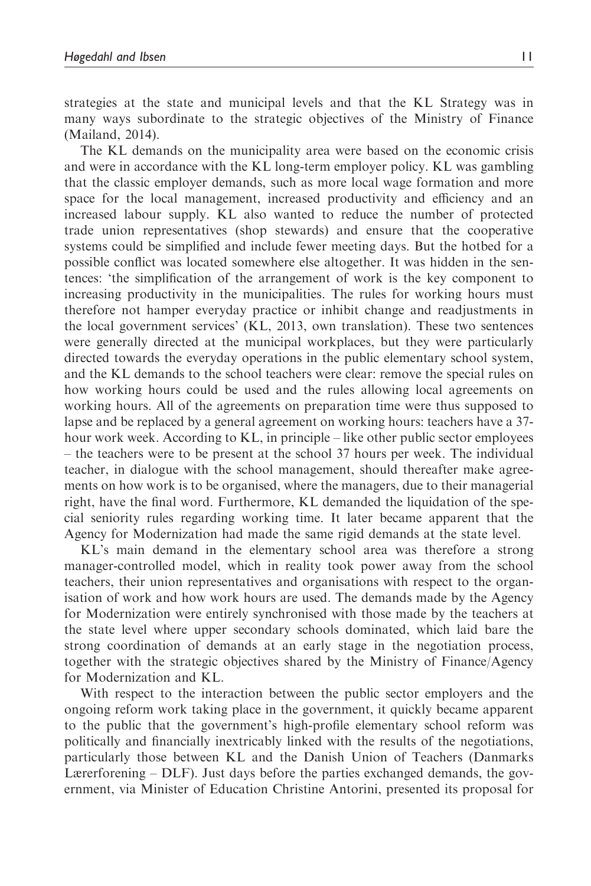strategies at the state and municipal levels and that the KL Strategy was in many ways subordinate to the strategic objectives of the Ministry of Finance (Mailand, 2014).

The KL demands on the municipality area were based on the economic crisis and were in accordance with the KL long-term employer policy. KL was gambling that the classic employer demands, such as more local wage formation and more space for the local management, increased productivity and efficiency and an increased labour supply. KL also wanted to reduce the number of protected trade union representatives (shop stewards) and ensure that the cooperative systems could be simplified and include fewer meeting days. But the hotbed for a possible conflict was located somewhere else altogether. It was hidden in the sentences: 'the simplification of the arrangement of work is the key component to increasing productivity in the municipalities. The rules for working hours must therefore not hamper everyday practice or inhibit change and readjustments in the local government services' (KL, 2013, own translation). These two sentences were generally directed at the municipal workplaces, but they were particularly directed towards the everyday operations in the public elementary school system, and the KL demands to the school teachers were clear: remove the special rules on how working hours could be used and the rules allowing local agreements on working hours. All of the agreements on preparation time were thus supposed to lapse and be replaced by a general agreement on working hours: teachers have a 37-hour work week. According to KL, in principle – like other public sector employees – the teachers were to be present at the school 37 hours per week. The individual teacher, in dialogue with the school management, should thereafter make agreements on how work is to be organised, where the managers, due to their managerial right, have the final word. Furthermore, KL demanded the liquidation of the special seniority rules regarding working time. It later became apparent that the Agency for Modernization had made the same rigid demands at the state level.

KL's main demand in the elementary school area was therefore a strong manager-controlled model, which in reality took power away from the school teachers, their union representatives and organisations with respect to the organisation of work and how work hours are used. The demands made by the Agency for Modernization were entirely synchronised with those made by the teachers at the state level where upper secondary schools dominated, which laid bare the strong coordination of demands at an early stage in the negotiation process, together with the strategic objectives shared by the Ministry of Finance/Agency for Modernization and KL.

With respect to the interaction between the public sector employers and the ongoing reform work taking place in the government, it quickly became apparent to the public that the government's high-profile elementary school reform was politically and financially inextricably linked with the results of the negotiations, particularly those between KL and the Danish Union of Teachers (Danmarks Lærerforening – DLF). Just days before the parties exchanged demands, the government, via Minister of Education Christine Antorini, presented its proposal for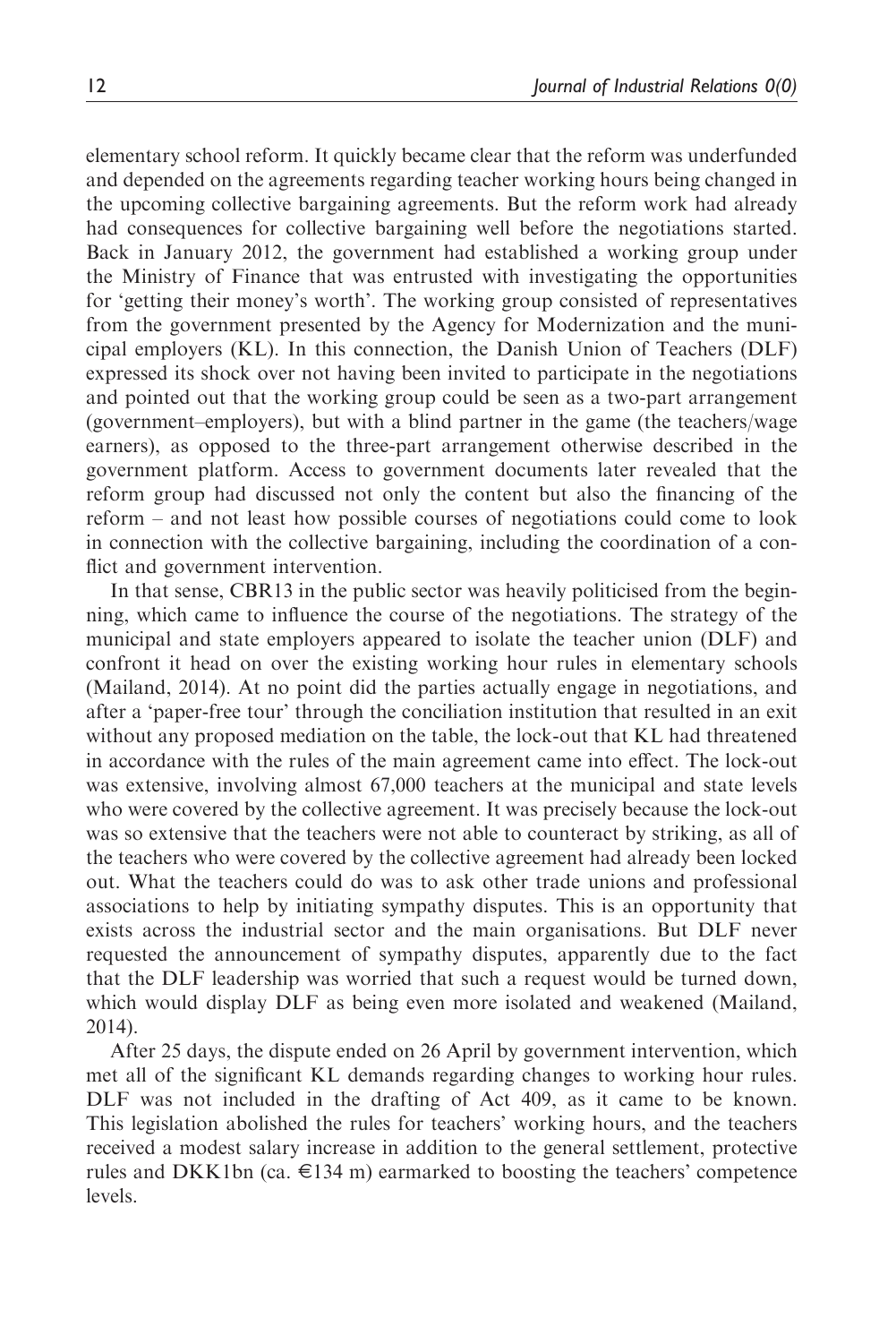elementary school reform. It quickly became clear that the reform was underfunded and depended on the agreements regarding teacher working hours being changed in the upcoming collective bargaining agreements. But the reform work had already had consequences for collective bargaining well before the negotiations started. Back in January 2012, the government had established a working group under the Ministry of Finance that was entrusted with investigating the opportunities for 'getting their money's worth'. The working group consisted of representatives from the government presented by the Agency for Modernization and the municipal employers (KL). In this connection, the Danish Union of Teachers (DLF) expressed its shock over not having been invited to participate in the negotiations and pointed out that the working group could be seen as a two-part arrangement (government–employers), but with a blind partner in the game (the teachers/wage earners), as opposed to the three-part arrangement otherwise described in the government platform. Access to government documents later revealed that the reform group had discussed not only the content but also the financing of the reform – and not least how possible courses of negotiations could come to look in connection with the collective bargaining, including the coordination of a conflict and government intervention.

In that sense, CBR13 in the public sector was heavily politicised from the beginning, which came to influence the course of the negotiations. The strategy of the municipal and state employers appeared to isolate the teacher union (DLF) and confront it head on over the existing working hour rules in elementary schools (Mailand, 2014). At no point did the parties actually engage in negotiations, and after a 'paper-free tour' through the conciliation institution that resulted in an exit without any proposed mediation on the table, the lock-out that KL had threatened in accordance with the rules of the main agreement came into effect. The lock-out was extensive, involving almost 67,000 teachers at the municipal and state levels who were covered by the collective agreement. It was precisely because the lock-out was so extensive that the teachers were not able to counteract by striking, as all of the teachers who were covered by the collective agreement had already been locked out. What the teachers could do was to ask other trade unions and professional associations to help by initiating sympathy disputes. This is an opportunity that exists across the industrial sector and the main organisations. But DLF never requested the announcement of sympathy disputes, apparently due to the fact that the DLF leadership was worried that such a request would be turned down, which would display DLF as being even more isolated and weakened (Mailand, 2014).

After 25 days, the dispute ended on 26 April by government intervention, which met all of the significant KL demands regarding changes to working hour rules. DLF was not included in the drafting of Act 409, as it came to be known. This legislation abolished the rules for teachers' working hours, and the teachers received a modest salary increase in addition to the general settlement, protective rules and DKK1bn (ca. €134 m) earmarked to boosting the teachers' competence levels.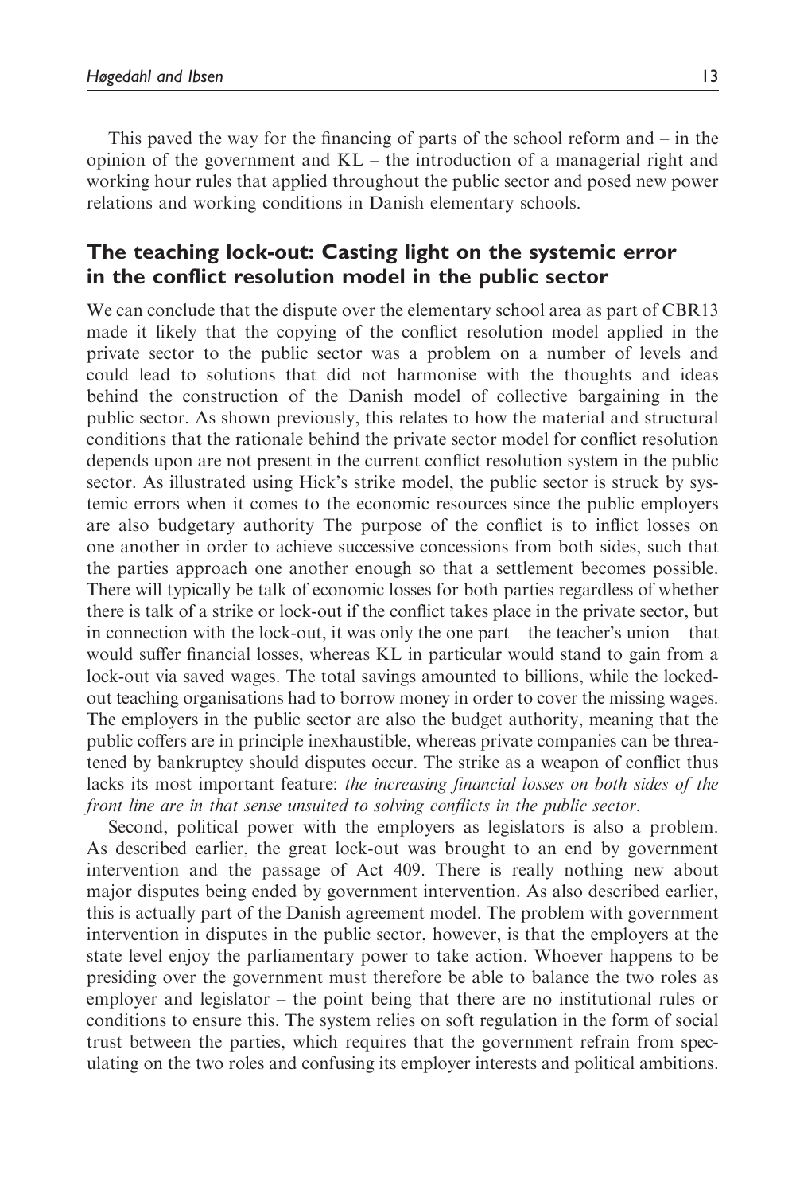This paved the way for the financing of parts of the school reform and – in the opinion of the government and KL – the introduction of a managerial right and working hour rules that applied throughout the public sector and posed new power relations and working conditions in Danish elementary schools.

## The teaching lock-out: Casting light on the systemic error in the conflict resolution model in the public sector

We can conclude that the dispute over the elementary school area as part of CBR13 made it likely that the copying of the conflict resolution model applied in the private sector to the public sector was a problem on a number of levels and could lead to solutions that did not harmonise with the thoughts and ideas behind the construction of the Danish model of collective bargaining in the public sector. As shown previously, this relates to how the material and structural conditions that the rationale behind the private sector model for conflict resolution depends upon are not present in the current conflict resolution system in the public sector. As illustrated using Hick's strike model, the public sector is struck by systemic errors when it comes to the economic resources since the public employers are also budgetary authority The purpose of the conflict is to inflict losses on one another in order to achieve successive concessions from both sides, such that the parties approach one another enough so that a settlement becomes possible. There will typically be talk of economic losses for both parties regardless of whether there is talk of a strike or lock-out if the conflict takes place in the private sector, but in connection with the lock-out, it was only the one part – the teacher's union – that would suffer financial losses, whereas KL in particular would stand to gain from a lock-out via saved wages. The total savings amounted to billions, while the locked-out teaching organisations had to borrow money in order to cover the missing wages. The employers in the public sector are also the budget authority, meaning that the public coffers are in principle inexhaustible, whereas private companies can be threatened by bankruptcy should disputes occur. The strike as a weapon of conflict thus lacks its most important feature: *the increasing financial losses on both sides of the front line are in that sense unsuited to solving conflicts in the public sector*.

Second, political power with the employers as legislators is also a problem. As described earlier, the great lock-out was brought to an end by government intervention and the passage of Act 409. There is really nothing new about major disputes being ended by government intervention. As also described earlier, this is actually part of the Danish agreement model. The problem with government intervention in disputes in the public sector, however, is that the employers at the state level enjoy the parliamentary power to take action. Whoever happens to be presiding over the government must therefore be able to balance the two roles as employer and legislator – the point being that there are no institutional rules or conditions to ensure this. The system relies on soft regulation in the form of social trust between the parties, which requires that the government refrain from speculating on the two roles and confusing its employer interests and political ambitions.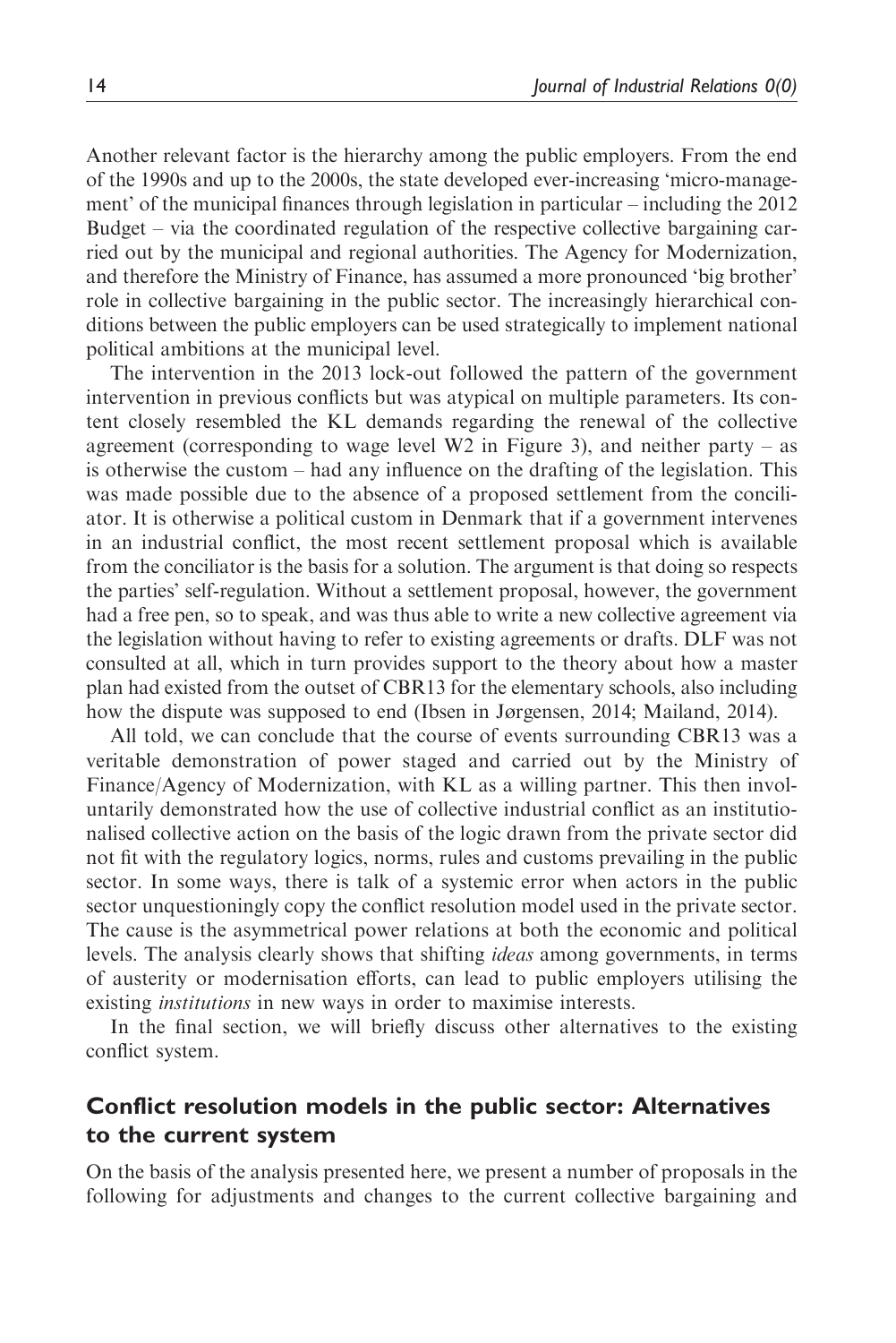Another relevant factor is the hierarchy among the public employers. From the end of the 1990s and up to the 2000s, the state developed ever-increasing 'micro-management' of the municipal finances through legislation in particular – including the 2012 Budget – via the coordinated regulation of the respective collective bargaining carried out by the municipal and regional authorities. The Agency for Modernization, and therefore the Ministry of Finance, has assumed a more pronounced 'big brother' role in collective bargaining in the public sector. The increasingly hierarchical conditions between the public employers can be used strategically to implement national political ambitions at the municipal level.

The intervention in the 2013 lock-out followed the pattern of the government intervention in previous conflicts but was atypical on multiple parameters. Its content closely resembled the KL demands regarding the renewal of the collective agreement (corresponding to wage level W2 in Figure 3), and neither party – as is otherwise the custom – had any influence on the drafting of the legislation. This was made possible due to the absence of a proposed settlement from the conciliator. It is otherwise a political custom in Denmark that if a government intervenes in an industrial conflict, the most recent settlement proposal which is available from the conciliator is the basis for a solution. The argument is that doing so respects the parties' self-regulation. Without a settlement proposal, however, the government had a free pen, so to speak, and was thus able to write a new collective agreement via the legislation without having to refer to existing agreements or drafts. DLF was not consulted at all, which in turn provides support to the theory about how a master plan had existed from the outset of CBR13 for the elementary schools, also including how the dispute was supposed to end (Ibsen in Jørgensen, 2014; Mailand, 2014).

All told, we can conclude that the course of events surrounding CBR13 was a veritable demonstration of power staged and carried out by the Ministry of Finance/Agency of Modernization, with KL as a willing partner. This then involuntarily demonstrated how the use of collective industrial conflict as an institutionalised collective action on the basis of the logic drawn from the private sector did not fit with the regulatory logics, norms, rules and customs prevailing in the public sector. In some ways, there is talk of a systemic error when actors in the public sector unquestioningly copy the conflict resolution model used in the private sector. The cause is the asymmetrical power relations at both the economic and political levels. The analysis clearly shows that shifting *ideas* among governments, in terms of austerity or modernisation efforts, can lead to public employers utilising the existing *institutions* in new ways in order to maximise interests.

In the final section, we will briefly discuss other alternatives to the existing conflict system.

## Conflict resolution models in the public sector: Alternatives to the current system

On the basis of the analysis presented here, we present a number of proposals in the following for adjustments and changes to the current collective bargaining and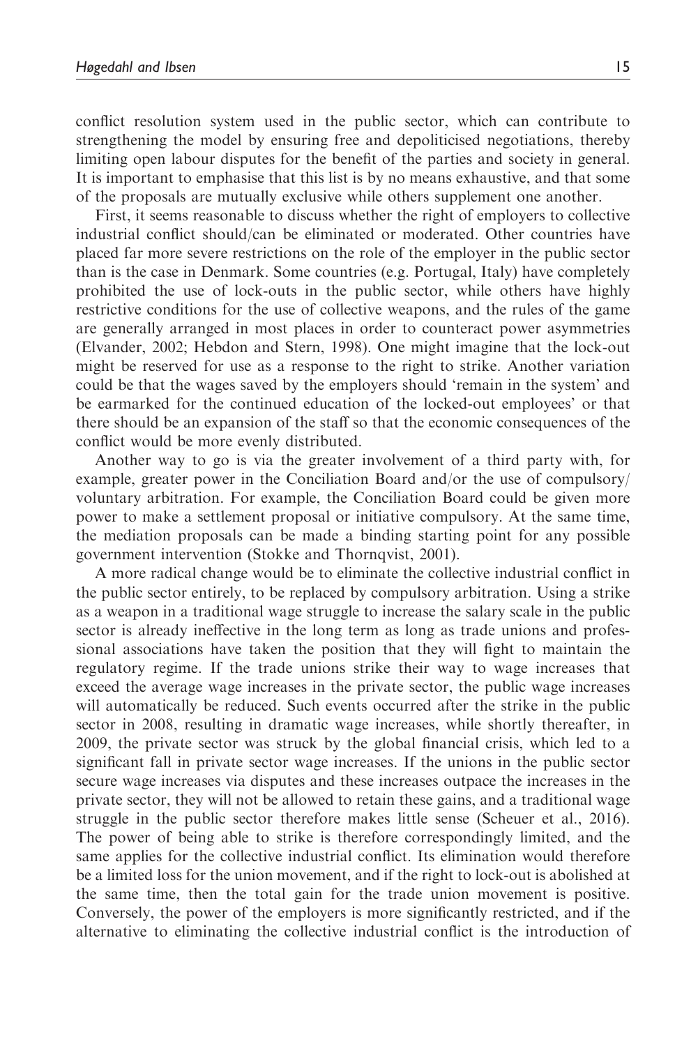conflict resolution system used in the public sector, which can contribute to strengthening the model by ensuring free and depoliticised negotiations, thereby limiting open labour disputes for the benefit of the parties and society in general. It is important to emphasise that this list is by no means exhaustive, and that some of the proposals are mutually exclusive while others supplement one another.

First, it seems reasonable to discuss whether the right of employers to collective industrial conflict should/can be eliminated or moderated. Other countries have placed far more severe restrictions on the role of the employer in the public sector than is the case in Denmark. Some countries (e.g. Portugal, Italy) have completely prohibited the use of lock-outs in the public sector, while others have highly restrictive conditions for the use of collective weapons, and the rules of the game are generally arranged in most places in order to counteract power asymmetries (Elvander, 2002; Hebdon and Stern, 1998). One might imagine that the lock-out might be reserved for use as a response to the right to strike. Another variation could be that the wages saved by the employers should 'remain in the system' and be earmarked for the continued education of the locked-out employees' or that there should be an expansion of the staff so that the economic consequences of the conflict would be more evenly distributed.

Another way to go is via the greater involvement of a third party with, for example, greater power in the Conciliation Board and/or the use of compulsory/voluntary arbitration. For example, the Conciliation Board could be given more power to make a settlement proposal or initiative compulsory. At the same time, the mediation proposals can be made a binding starting point for any possible government intervention (Stokke and Thornqvist, 2001).

A more radical change would be to eliminate the collective industrial conflict in the public sector entirely, to be replaced by compulsory arbitration. Using a strike as a weapon in a traditional wage struggle to increase the salary scale in the public sector is already ineffective in the long term as long as trade unions and professional associations have taken the position that they will fight to maintain the regulatory regime. If the trade unions strike their way to wage increases that exceed the average wage increases in the private sector, the public wage increases will automatically be reduced. Such events occurred after the strike in the public sector in 2008, resulting in dramatic wage increases, while shortly thereafter, in 2009, the private sector was struck by the global financial crisis, which led to a significant fall in private sector wage increases. If the unions in the public sector secure wage increases via disputes and these increases outpace the increases in the private sector, they will not be allowed to retain these gains, and a traditional wage struggle in the public sector therefore makes little sense (Scheuer et al., 2016). The power of being able to strike is therefore correspondingly limited, and the same applies for the collective industrial conflict. Its elimination would therefore be a limited loss for the union movement, and if the right to lock-out is abolished at the same time, then the total gain for the trade union movement is positive. Conversely, the power of the employers is more significantly restricted, and if the alternative to eliminating the collective industrial conflict is the introduction of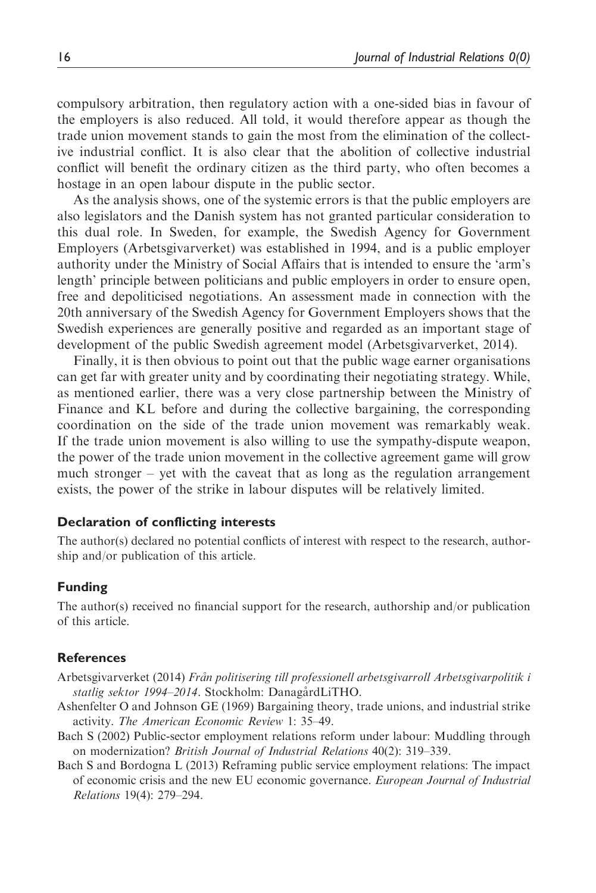compulsory arbitration, then regulatory action with a one-sided bias in favour of the employers is also reduced. All told, it would therefore appear as though the trade union movement stands to gain the most from the elimination of the collective industrial conflict. It is also clear that the abolition of collective industrial conflict will benefit the ordinary citizen as the third party, who often becomes a hostage in an open labour dispute in the public sector.

As the analysis shows, one of the systemic errors is that the public employers are also legislators and the Danish system has not granted particular consideration to this dual role. In Sweden, for example, the Swedish Agency for Government Employers (Arbetsgivarverket) was established in 1994, and is a public employer authority under the Ministry of Social Affairs that is intended to ensure the 'arm's length' principle between politicians and public employers in order to ensure open, free and depoliticised negotiations. An assessment made in connection with the 20th anniversary of the Swedish Agency for Government Employers shows that the Swedish experiences are generally positive and regarded as an important stage of development of the public Swedish agreement model (Arbetsgivarverket, 2014).

Finally, it is then obvious to point out that the public wage earner organisations can get far with greater unity and by coordinating their negotiating strategy. While, as mentioned earlier, there was a very close partnership between the Ministry of Finance and KL before and during the collective bargaining, the corresponding coordination on the side of the trade union movement was remarkably weak. If the trade union movement is also willing to use the sympathy-dispute weapon, the power of the trade union movement in the collective agreement game will grow much stronger – yet with the caveat that as long as the regulation arrangement exists, the power of the strike in labour disputes will be relatively limited.

### Declaration of conflicting interests

The author(s) declared no potential conflicts of interest with respect to the research, authorship and/or publication of this article.

### Funding

The author(s) received no financial support for the research, authorship and/or publication of this article.

### References

Arbetsgivarverket (2014) *Från politisering till professionell arbetsgivarroll Arbetsgivarpolitik i statlig sektor 1994–2014*. Stockholm: DanagårdLiTHO.

Ashenfelter O and Johnson GE (1969) Bargaining theory, trade unions, and industrial strike activity. *The American Economic Review* 1: 35–49.

Bach S (2002) Public-sector employment relations reform under labour: Muddling through on modernization? *British Journal of Industrial Relations* 40(2): 319–339.

Bach S and Bordogna L (2013) Reframing public service employment relations: The impact of economic crisis and the new EU economic governance. *European Journal of Industrial Relations* 19(4): 279–294.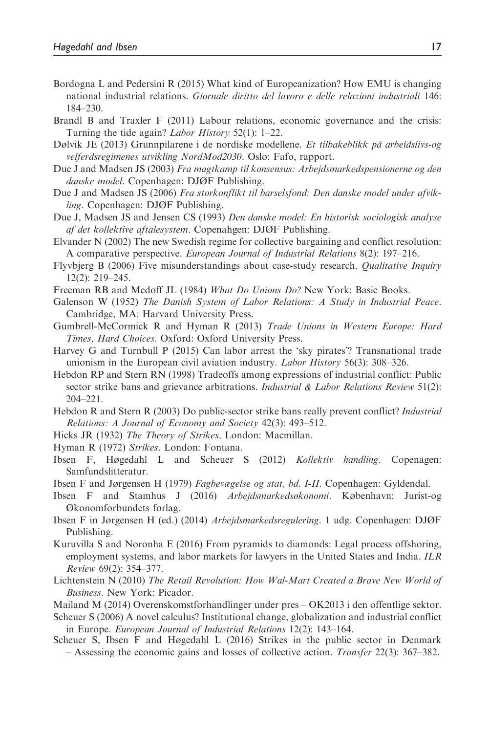Bordogna L and Pedersini R (2015) What kind of Europeanization? How EMU is changing national industrial relations. *Giornale diritto del lavoro e delle relazioni industriali* 146: 184–230.

Brandl B and Traxler F (2011) Labour relations, economic governance and the crisis: Turning the tide again? *Labor History* 52(1): 1–22.

Dølvik JE (2013) Grunnpilarene i de nordiske modellene. *Et tilbakeblikk på arbeidslivs-og velferdsregimenes utvikling NordMod2030*. Oslo: Fafo, rapport.

Due J and Madsen JS (2003) *Fra magtkamp til konsensus: Arbejdsmarkedspensionerne og den danske model*. Copenhagen: DJØF Publishing.

Due J and Madsen JS (2006) *Fra storkonflikt til barselsfond: Den danske model under afvikling*. Copenhagen: DJØF Publishing.

Due J, Madsen JS and Jensen CS (1993) *Den danske model: En historisk sociologisk analyse af det kollektive aftalesystem*. Copenahgen: DJØF Publishing.

Elvander N (2002) The new Swedish regime for collective bargaining and conflict resolution: A comparative perspective. *European Journal of Industrial Relations* 8(2): 197–216.

Flyvbjerg B (2006) Five misunderstandings about case-study research. *Qualitative Inquiry* 12(2): 219–245.

Freeman RB and Medoff JL (1984) *What Do Unions Do?* New York: Basic Books.

Galenson W (1952) *The Danish System of Labor Relations: A Study in Industrial Peace*. Cambridge, MA: Harvard University Press.

Gumbrell-McCormick R and Hyman R (2013) *Trade Unions in Western Europe: Hard Times, Hard Choices*. Oxford: Oxford University Press.

Harvey G and Turnbull P (2015) Can labor arrest the 'sky pirates'? Transnational trade unionism in the European civil aviation industry. *Labor History* 56(3): 308–326.

Hebdon RP and Stern RN (1998) Tradeoffs among expressions of industrial conflict: Public sector strike bans and grievance arbitrations. *Industrial & Labor Relations Review* 51(2): 204–221.

Hebdon R and Stern R (2003) Do public-sector strike bans really prevent conflict? *Industrial Relations: A Journal of Economy and Society* 42(3): 493–512.

Hicks JR (1932) *The Theory of Strikes*. London: Macmillan.

Hyman R (1972) *Strikes*. London: Fontana.

Ibsen F, Høgedahl L and Scheuer S (2012) *Kollektiv handling*. Copenagen: Samfundslitteratur.

Ibsen F and Jørgensen H (1979) *Fagbevægelse og stat, bd. I-II*. Copenhagen: Gyldendal.

Ibsen F and Stamhus J (2016) *Arbejdsmarkedsøkonomi*. København: Jurist-og Økonomforbundets forlag.

Ibsen F in Jørgensen H (ed.) (2014) *Arbejdsmarkedsregulering*. 1 udg. Copenhagen: DJØF Publishing.

Kuruvilla S and Noronha E (2016) From pyramids to diamonds: Legal process offshoring, employment systems, and labor markets for lawyers in the United States and India. *ILR Review* 69(2): 354–377.

Lichtenstein N (2010) *The Retail Revolution: How Wal-Mart Created a Brave New World of Business*. New York: Picador.

Mailand M (2014) Overenskomstforhandlinger under pres – OK2013 i den offentlige sektor.

Scheuer S (2006) A novel calculus? Institutional change, globalization and industrial conflict in Europe. *European Journal of Industrial Relations* 12(2): 143–164.

Scheuer S, Ibsen F and Høgedahl L (2016) Strikes in the public sector in Denmark – Assessing the economic gains and losses of collective action. *Transfer* 22(3): 367–382.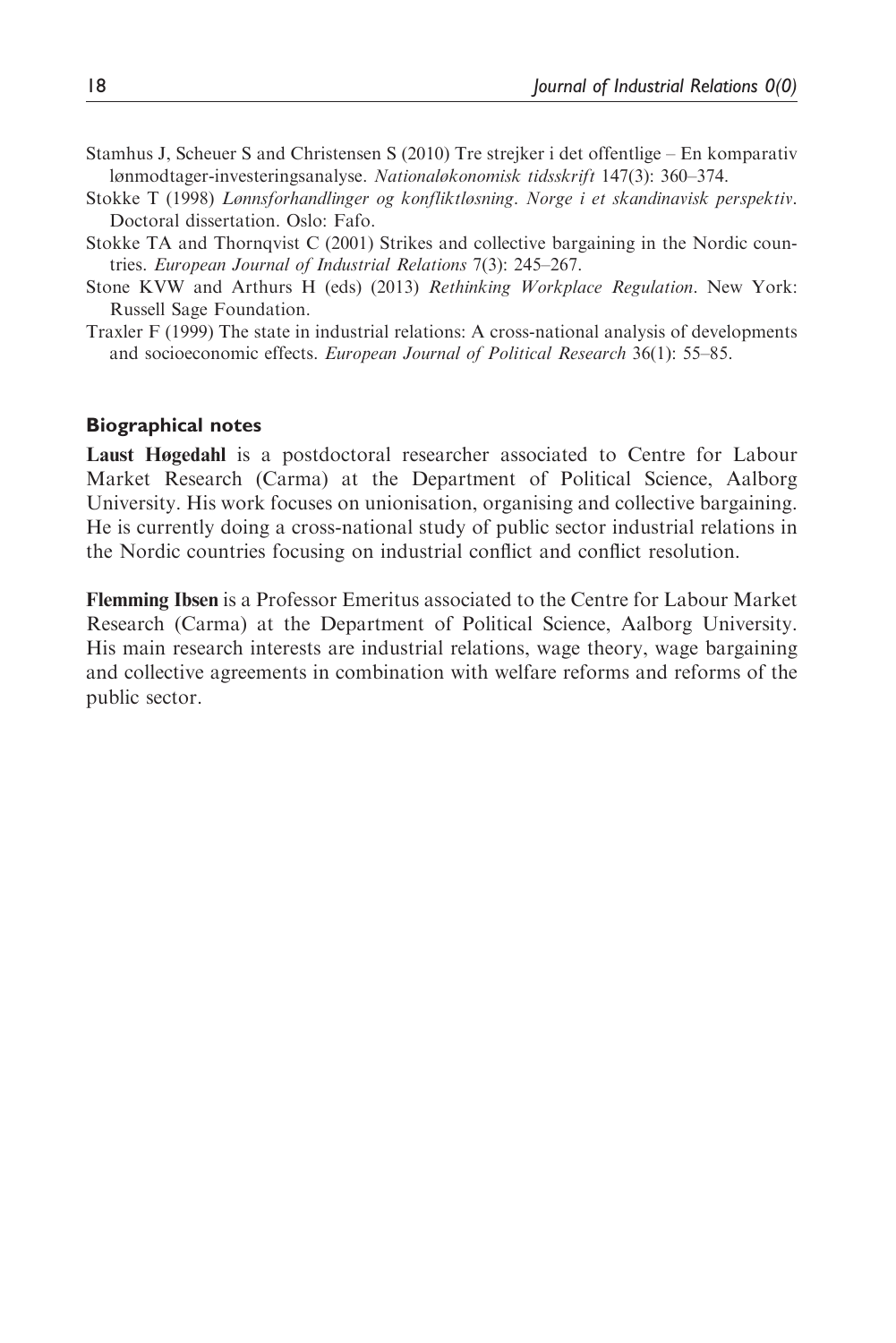Stamhus J, Scheuer S and Christensen S (2010) Tre strejker i det offentlige – En komparativ lønmodtager-investeringsanalyse. *Nationaløkonomisk tidsskrift* 147(3): 360–374.

Stokke T (1998) *Lønnsforhandlinger og konfliktløsning. Norge i et skandinavisk perspektiv*. Doctoral dissertation. Oslo: Fafo.

Stokke TA and Thornqvist C (2001) Strikes and collective bargaining in the Nordic countries. *European Journal of Industrial Relations* 7(3): 245–267.

Stone KVW and Arthurs H (eds) (2013) *Rethinking Workplace Regulation*. New York: Russell Sage Foundation.

Traxler F (1999) The state in industrial relations: A cross-national analysis of developments and socioeconomic effects. *European Journal of Political Research* 36(1): 55–85.

## Biographical notes

**Laust Høgedahl** is a postdoctoral researcher associated to Centre for Labour Market Research (Carma) at the Department of Political Science, Aalborg University. His work focuses on unionisation, organising and collective bargaining. He is currently doing a cross-national study of public sector industrial relations in the Nordic countries focusing on industrial conflict and conflict resolution.

**Flemming Ibsen** is a Professor Emeritus associated to the Centre for Labour Market Research (Carma) at the Department of Political Science, Aalborg University. His main research interests are industrial relations, wage theory, wage bargaining and collective agreements in combination with welfare reforms and reforms of the public sector.